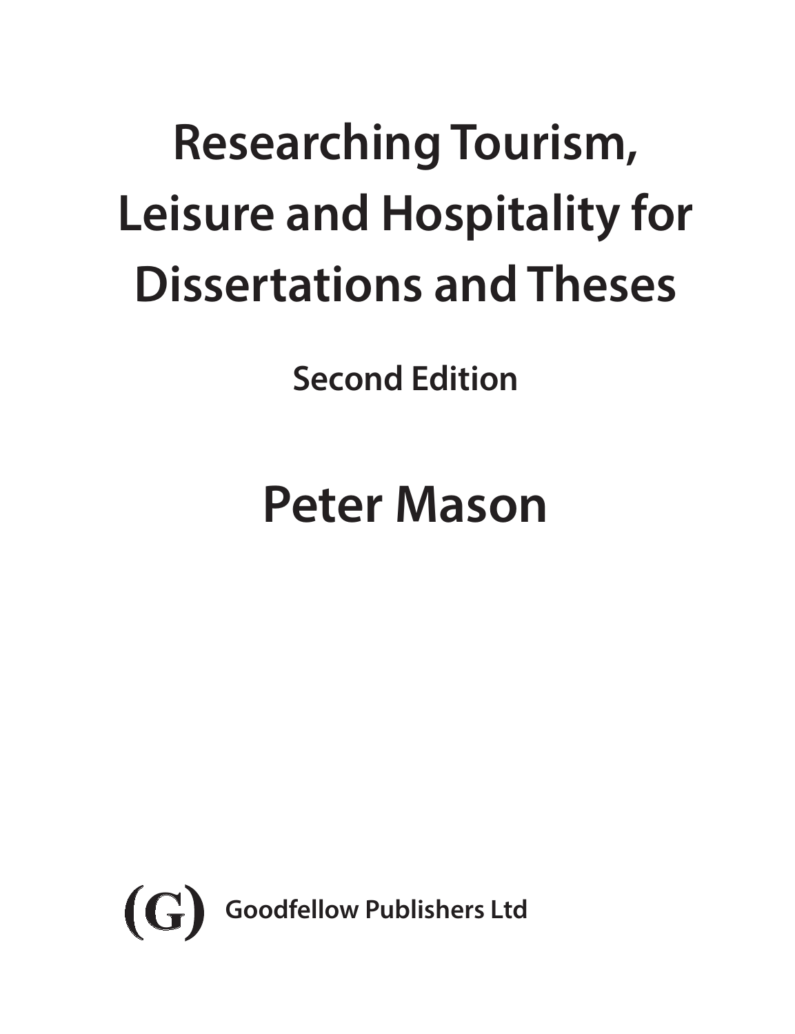# Researching Tourism, Leisure and Hospitality for Dissertations and Theses

**Second Edition**

## Peter Mason

(G) **Goodfellow Publishers Ltd**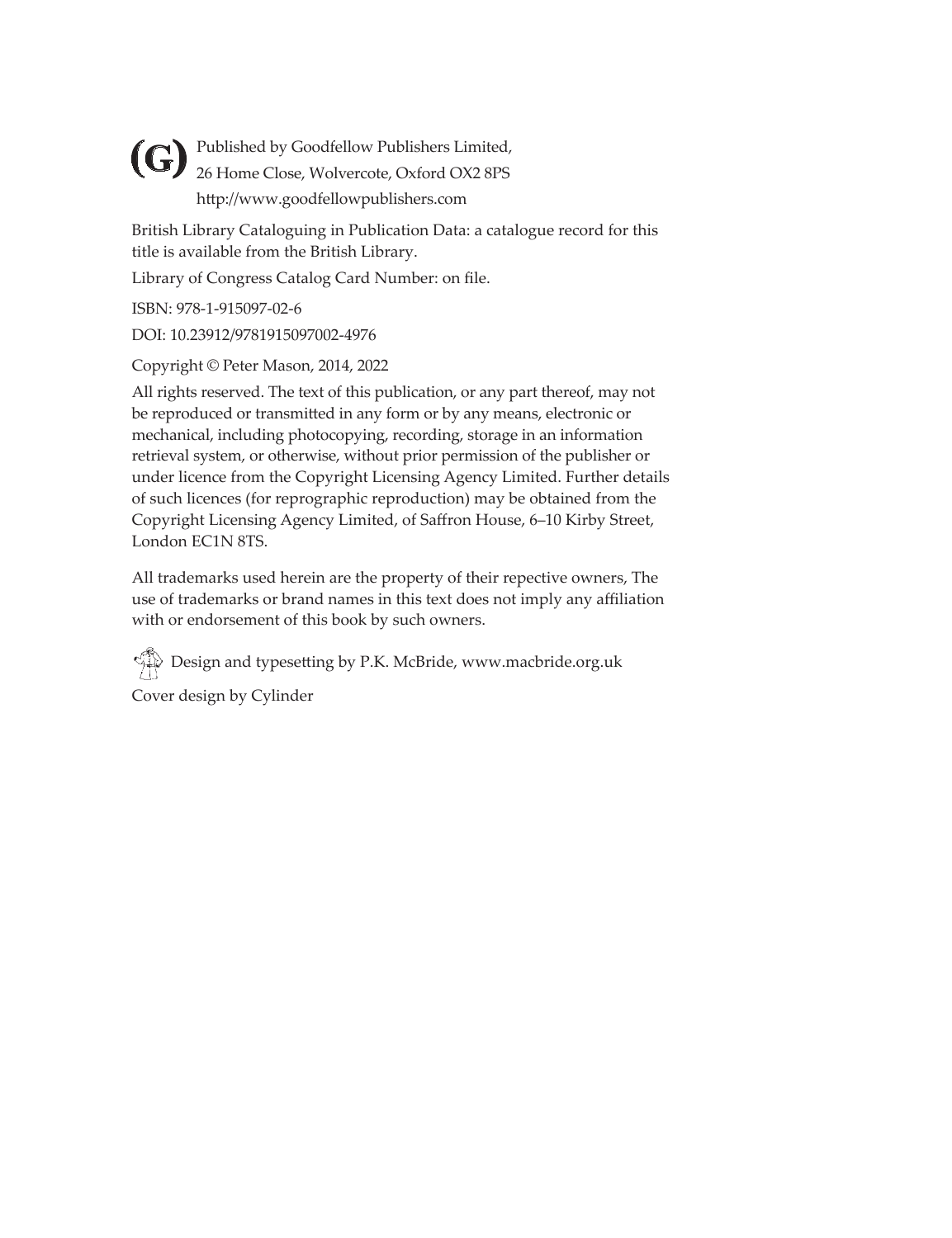Published by Goodfellow Publishers Limited,
26 Home Close, Wolvercote, Oxford OX2 8PS
http://www.goodfellowpublishers.com

British Library Cataloguing in Publication Data: a catalogue record for this title is available from the British Library.

Library of Congress Catalog Card Number: on file.

ISBN: 978-1-915097-02-6

DOI: 10.23912/9781915097002-4976

Copyright © Peter Mason, 2014, 2022

All rights reserved. The text of this publication, or any part thereof, may not be reproduced or transmitted in any form or by any means, electronic or mechanical, including photocopying, recording, storage in an information retrieval system, or otherwise, without prior permission of the publisher or under licence from the Copyright Licensing Agency Limited. Further details of such licences (for reprographic reproduction) may be obtained from the Copyright Licensing Agency Limited, of Saffron House, 6–10 Kirby Street, London EC1N 8TS.

All trademarks used herein are the property of their repective owners, The use of trademarks or brand names in this text does not imply any affiliation with or endorsement of this book by such owners.

Design and typesetting by P.K. McBride, www.macbride.org.uk

Cover design by Cylinder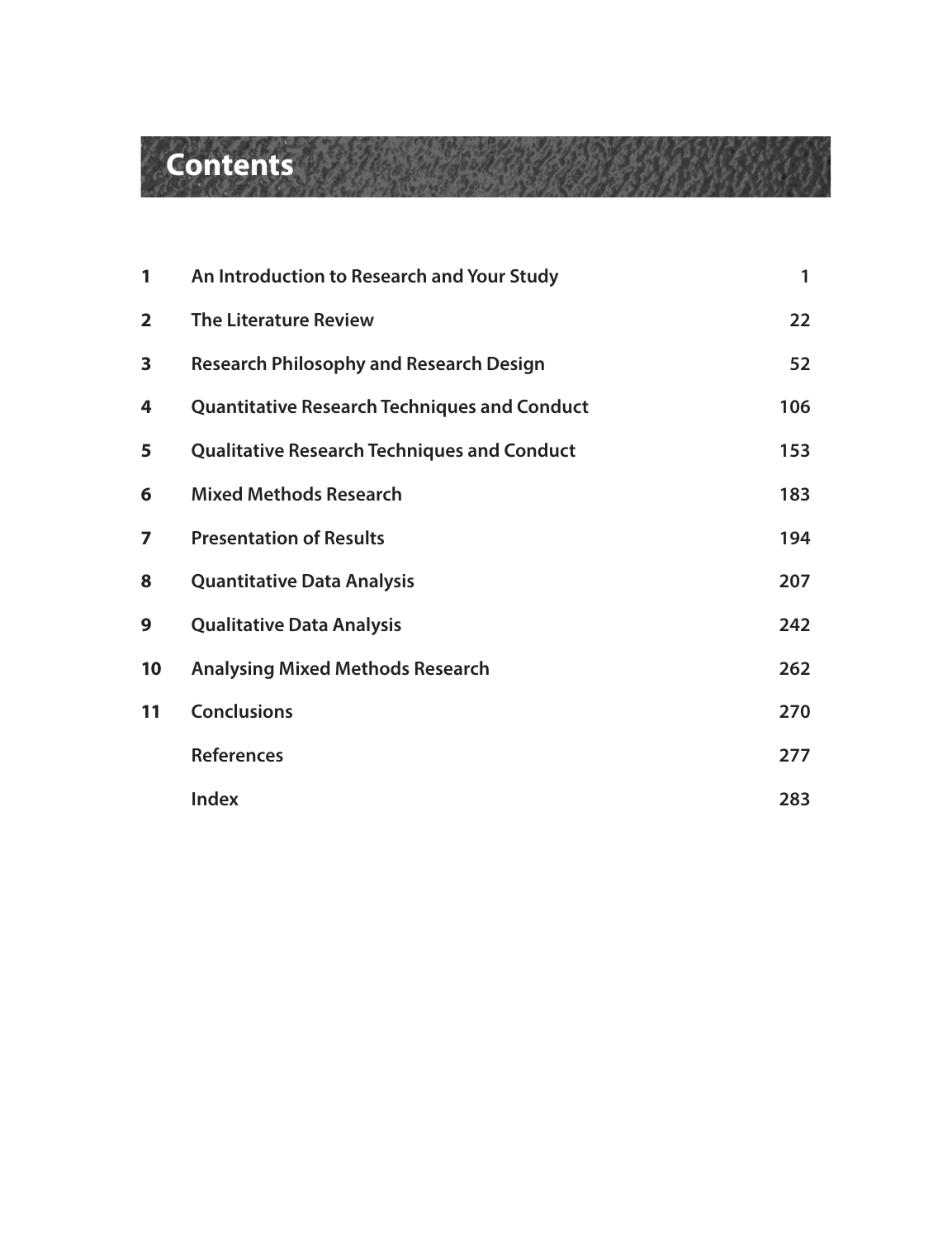# Contents

| | | |
|---|---|---|
| 1 | An Introduction to Research and Your Study | 1 |
| 2 | The Literature Review | 22 |
| 3 | Research Philosophy and Research Design | 52 |
| 4 | Quantitative Research Techniques and Conduct | 106 |
| 5 | Qualitative Research Techniques and Conduct | 153 |
| 6 | Mixed Methods Research | 183 |
| 7 | Presentation of Results | 194 |
| 8 | Quantitative Data Analysis | 207 |
| 9 | Qualitative Data Analysis | 242 |
| 10 | Analysing Mixed Methods Research | 262 |
| 11 | Conclusions | 270 |
| | References | 277 |
| | Index | 283 |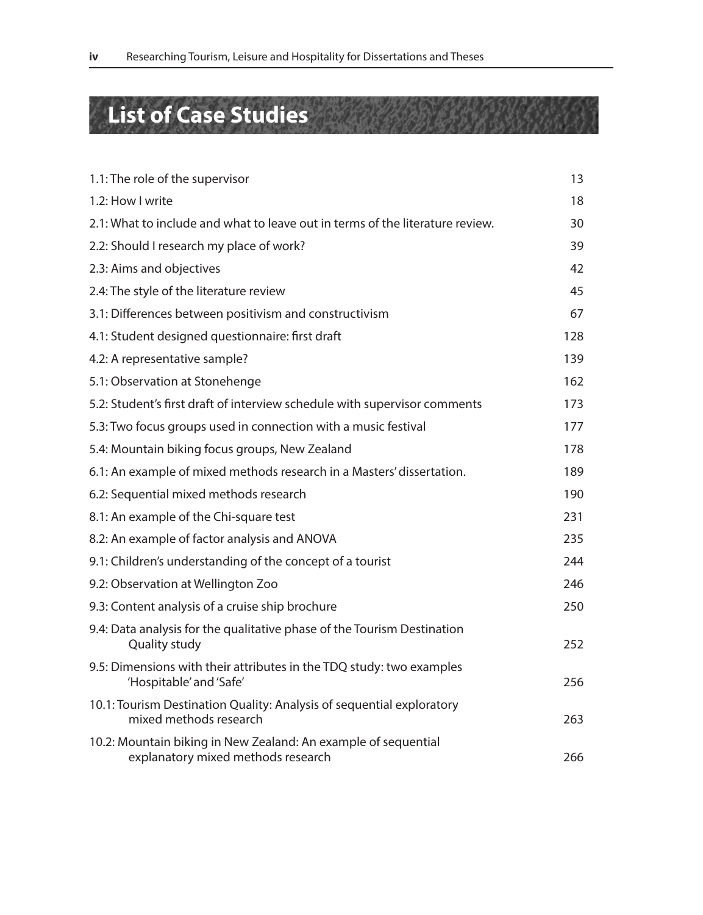# List of Case Studies

| | |
|---|---|
| 1.1: The role of the supervisor | 13 |
| 1.2: How I write | 18 |
| 2.1: What to include and what to leave out in terms of the literature review. | 30 |
| 2.2: Should I research my place of work? | 39 |
| 2.3: Aims and objectives | 42 |
| 2.4: The style of the literature review | 45 |
| 3.1: Differences between positivism and constructivism | 67 |
| 4.1: Student designed questionnaire: first draft | 128 |
| 4.2: A representative sample? | 139 |
| 5.1: Observation at Stonehenge | 162 |
| 5.2: Student's first draft of interview schedule with supervisor comments | 173 |
| 5.3: Two focus groups used in connection with a music festival | 177 |
| 5.4: Mountain biking focus groups, New Zealand | 178 |
| 6.1: An example of mixed methods research in a Masters' dissertation. | 189 |
| 6.2: Sequential mixed methods research | 190 |
| 8.1: An example of the Chi-square test | 231 |
| 8.2: An example of factor analysis and ANOVA | 235 |
| 9.1: Children's understanding of the concept of a tourist | 244 |
| 9.2: Observation at Wellington Zoo | 246 |
| 9.3: Content analysis of a cruise ship brochure | 250 |
| 9.4: Data analysis for the qualitative phase of the Tourism Destination Quality study | 252 |
| 9.5: Dimensions with their attributes in the TDQ study: two examples 'Hospitable' and 'Safe' | 256 |
| 10.1: Tourism Destination Quality: Analysis of sequential exploratory mixed methods research | 263 |
| 10.2: Mountain biking in New Zealand: An example of sequential explanatory mixed methods research | 266 |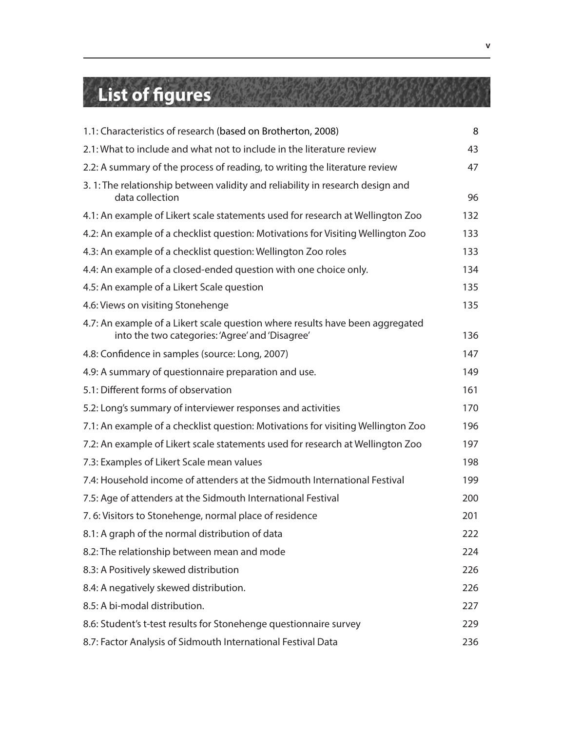# List of figures

| | |
|---|---|
| 1.1: Characteristics of research (based on Brotherton, 2008) | 8 |
| 2.1: What to include and what not to include in the literature review | 43 |
| 2.2: A summary of the process of reading, to writing the literature review | 47 |
| 3. 1: The relationship between validity and reliability in research design and data collection | 96 |
| 4.1: An example of Likert scale statements used for research at Wellington Zoo | 132 |
| 4.2: An example of a checklist question: Motivations for Visiting Wellington Zoo | 133 |
| 4.3: An example of a checklist question: Wellington Zoo roles | 133 |
| 4.4: An example of a closed-ended question with one choice only. | 134 |
| 4.5: An example of a Likert Scale question | 135 |
| 4.6: Views on visiting Stonehenge | 135 |
| 4.7: An example of a Likert scale question where results have been aggregated into the two categories: 'Agree' and 'Disagree' | 136 |
| 4.8: Confidence in samples (source: Long, 2007) | 147 |
| 4.9: A summary of questionnaire preparation and use. | 149 |
| 5.1: Different forms of observation | 161 |
| 5.2: Long's summary of interviewer responses and activities | 170 |
| 7.1: An example of a checklist question: Motivations for visiting Wellington Zoo | 196 |
| 7.2: An example of Likert scale statements used for research at Wellington Zoo | 197 |
| 7.3: Examples of Likert Scale mean values | 198 |
| 7.4: Household income of attenders at the Sidmouth International Festival | 199 |
| 7.5: Age of attenders at the Sidmouth International Festival | 200 |
| 7. 6: Visitors to Stonehenge, normal place of residence | 201 |
| 8.1: A graph of the normal distribution of data | 222 |
| 8.2: The relationship between mean and mode | 224 |
| 8.3: A Positively skewed distribution | 226 |
| 8.4: A negatively skewed distribution. | 226 |
| 8.5: A bi-modal distribution. | 227 |
| 8.6: Student's t-test results for Stonehenge questionnaire survey | 229 |
| 8.7: Factor Analysis of Sidmouth International Festival Data | 236 |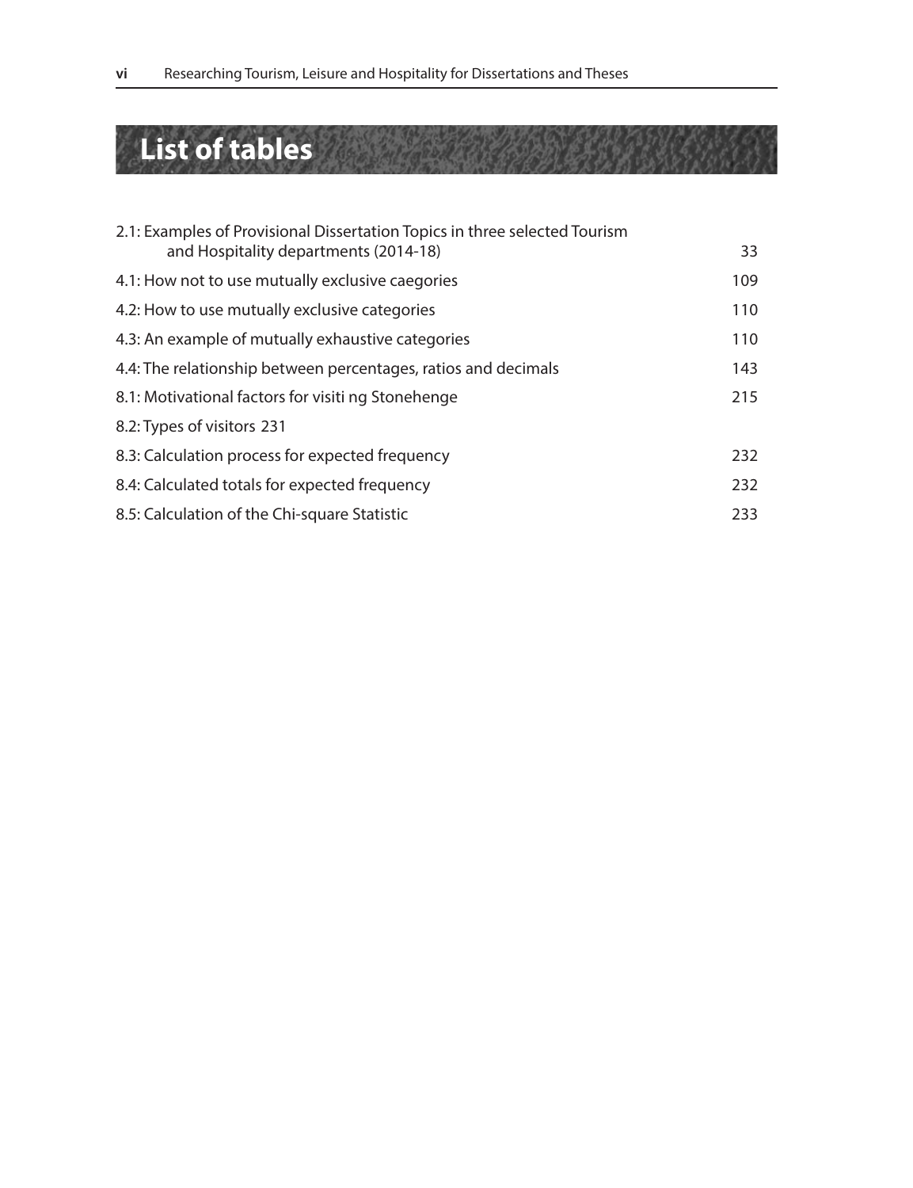# List of tables

2.1: Examples of Provisional Dissertation Topics in three selected Tourism and Hospitality departments (2014-18) 33

4.1: How not to use mutually exclusive caegories 109

4.2: How to use mutually exclusive categories 110

4.3: An example of mutually exhaustive categories 110

4.4: The relationship between percentages, ratios and decimals 143

8.1: Motivational factors for visiti ng Stonehenge 215

8.2: Types of visitors 231

8.3: Calculation process for expected frequency 232

8.4: Calculated totals for expected frequency 232

8.5: Calculation of the Chi-square Statistic 233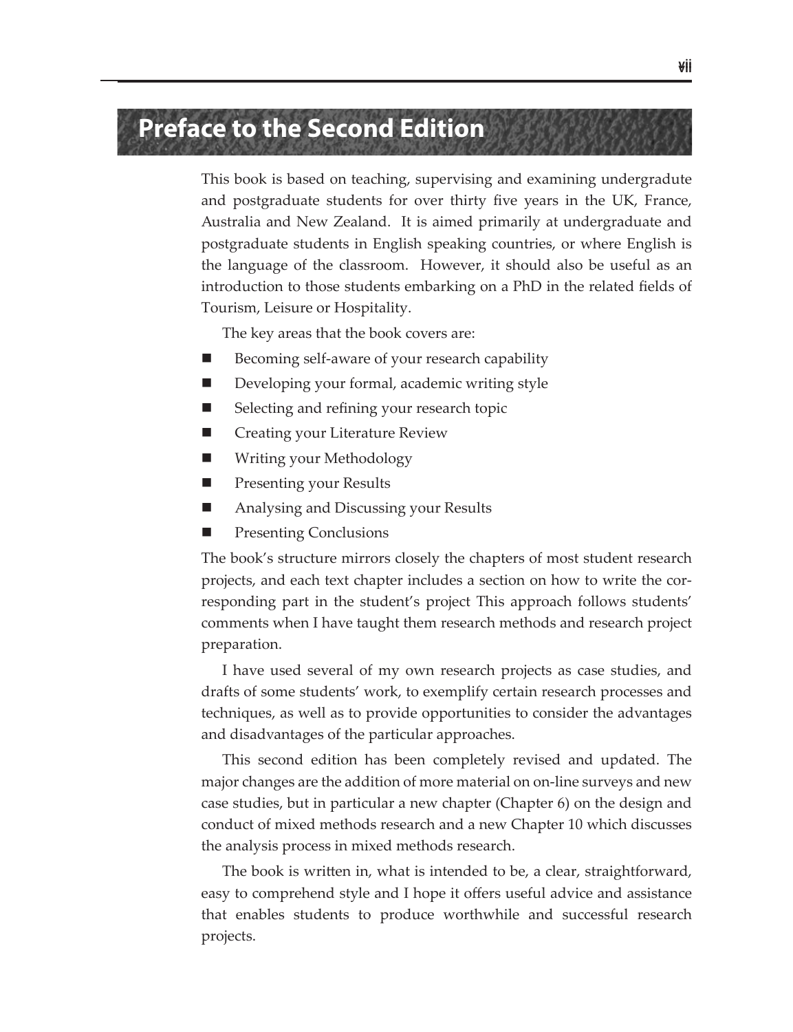# Preface to the Second Edition

This book is based on teaching, supervising and examining undergradute and postgraduate students for over thirty five years in the UK, France, Australia and New Zealand. It is aimed primarily at undergraduate and postgraduate students in English speaking countries, or where English is the language of the classroom. However, it should also be useful as an introduction to those students embarking on a PhD in the related fields of Tourism, Leisure or Hospitality.

The key areas that the book covers are:

- Becoming self-aware of your research capability
- Developing your formal, academic writing style
- Selecting and refining your research topic
- Creating your Literature Review
- Writing your Methodology
- Presenting your Results
- Analysing and Discussing your Results
- Presenting Conclusions

The book's structure mirrors closely the chapters of most student research projects, and each text chapter includes a section on how to write the corresponding part in the student's project This approach follows students' comments when I have taught them research methods and research project preparation.

I have used several of my own research projects as case studies, and drafts of some students' work, to exemplify certain research processes and techniques, as well as to provide opportunities to consider the advantages and disadvantages of the particular approaches.

This second edition has been completely revised and updated. The major changes are the addition of more material on on-line surveys and new case studies, but in particular a new chapter (Chapter 6) on the design and conduct of mixed methods research and a new Chapter 10 which discusses the analysis process in mixed methods research.

The book is written in, what is intended to be, a clear, straightforward, easy to comprehend style and I hope it offers useful advice and assistance that enables students to produce worthwhile and successful research projects.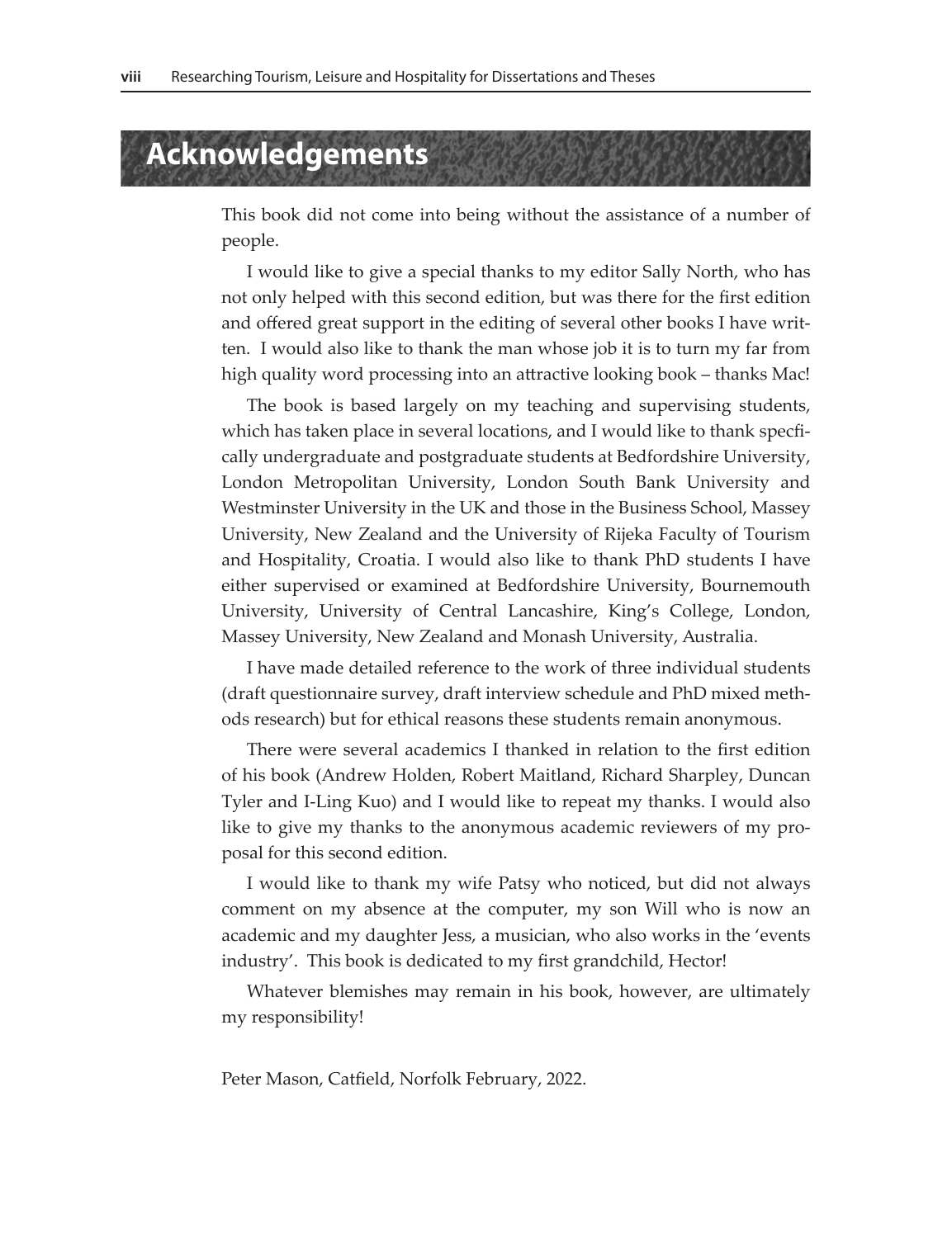# Acknowledgements

This book did not come into being without the assistance of a number of people.

I would like to give a special thanks to my editor Sally North, who has not only helped with this second edition, but was there for the first edition and offered great support in the editing of several other books I have written. I would also like to thank the man whose job it is to turn my far from high quality word processing into an attractive looking book – thanks Mac!

The book is based largely on my teaching and supervising students, which has taken place in several locations, and I would like to thank specfically undergraduate and postgraduate students at Bedfordshire University, London Metropolitan University, London South Bank University and Westminster University in the UK and those in the Business School, Massey University, New Zealand and the University of Rijeka Faculty of Tourism and Hospitality, Croatia. I would also like to thank PhD students I have either supervised or examined at Bedfordshire University, Bournemouth University, University of Central Lancashire, King's College, London, Massey University, New Zealand and Monash University, Australia.

I have made detailed reference to the work of three individual students (draft questionnaire survey, draft interview schedule and PhD mixed methods research) but for ethical reasons these students remain anonymous.

There were several academics I thanked in relation to the first edition of his book (Andrew Holden, Robert Maitland, Richard Sharpley, Duncan Tyler and I-Ling Kuo) and I would like to repeat my thanks. I would also like to give my thanks to the anonymous academic reviewers of my proposal for this second edition.

I would like to thank my wife Patsy who noticed, but did not always comment on my absence at the computer, my son Will who is now an academic and my daughter Jess, a musician, who also works in the 'events industry'. This book is dedicated to my first grandchild, Hector!

Whatever blemishes may remain in his book, however, are ultimately my responsibility!

Peter Mason, Catfield, Norfolk February, 2022.